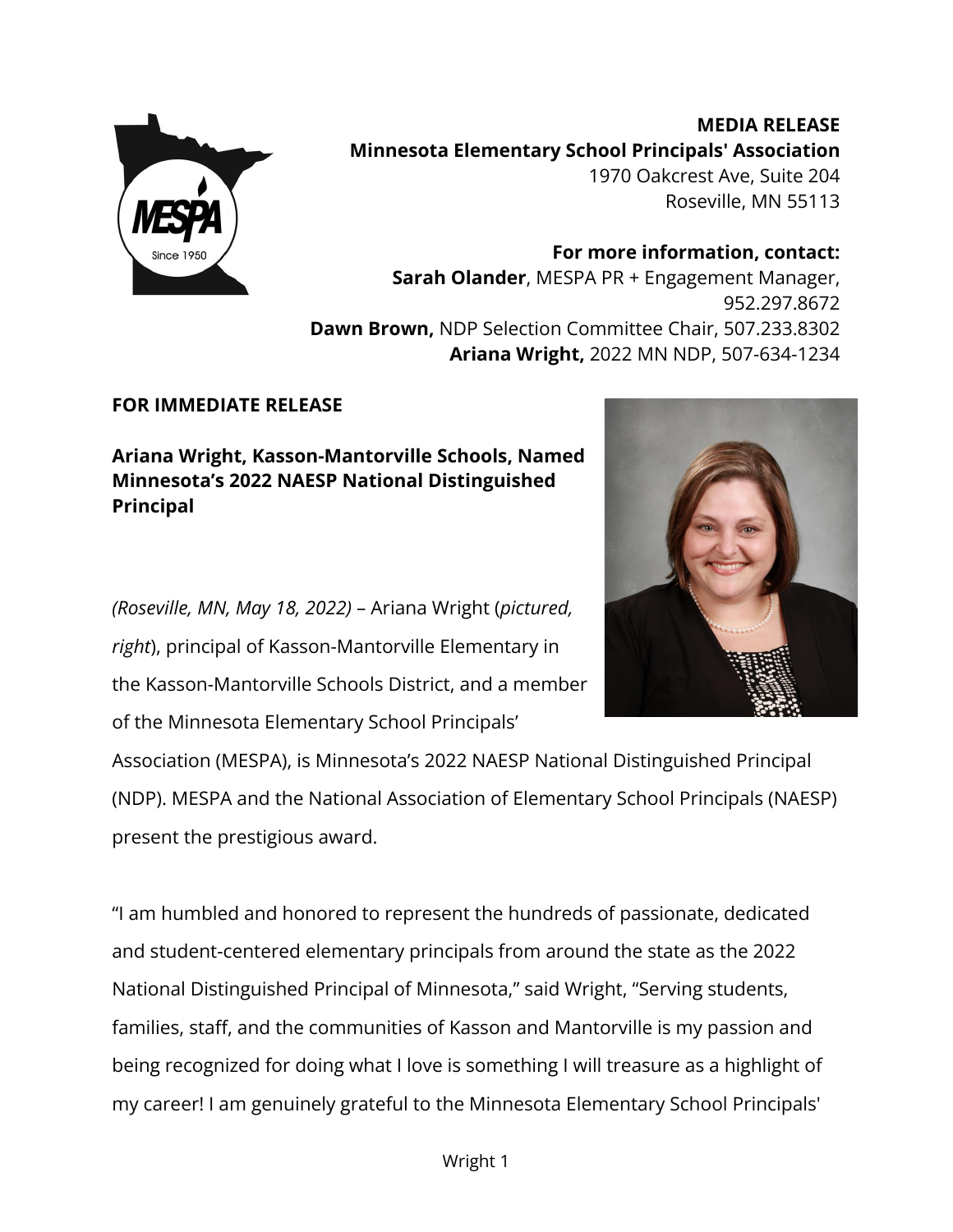**MEDIA RELEASE**
**Minnesota Elementary School Principals' Association**
1970 Oakcrest Ave, Suite 204
Roseville, MN 55113

**For more information, contact:**
**Sarah Olander**, MESPA PR + Engagement Manager, 952.297.8672
**Dawn Brown,** NDP Selection Committee Chair, 507.233.8302
**Ariana Wright,** 2022 MN NDP, 507-634-1234

**FOR IMMEDIATE RELEASE**

**Ariana Wright, Kasson-Mantorville Schools, Named Minnesota's 2022 NAESP National Distinguished Principal**

*(Roseville, MN, May 18, 2022)* – Ariana Wright (*pictured, right*), principal of Kasson-Mantorville Elementary in the Kasson-Mantorville Schools District, and a member of the Minnesota Elementary School Principals' Association (MESPA), is Minnesota's 2022 NAESP National Distinguished Principal (NDP). MESPA and the National Association of Elementary School Principals (NAESP) present the prestigious award.

"I am humbled and honored to represent the hundreds of passionate, dedicated and student-centered elementary principals from around the state as the 2022 National Distinguished Principal of Minnesota," said Wright, "Serving students, families, staff, and the communities of Kasson and Mantorville is my passion and being recognized for doing what I love is something I will treasure as a highlight of my career! I am genuinely grateful to the Minnesota Elementary School Principals'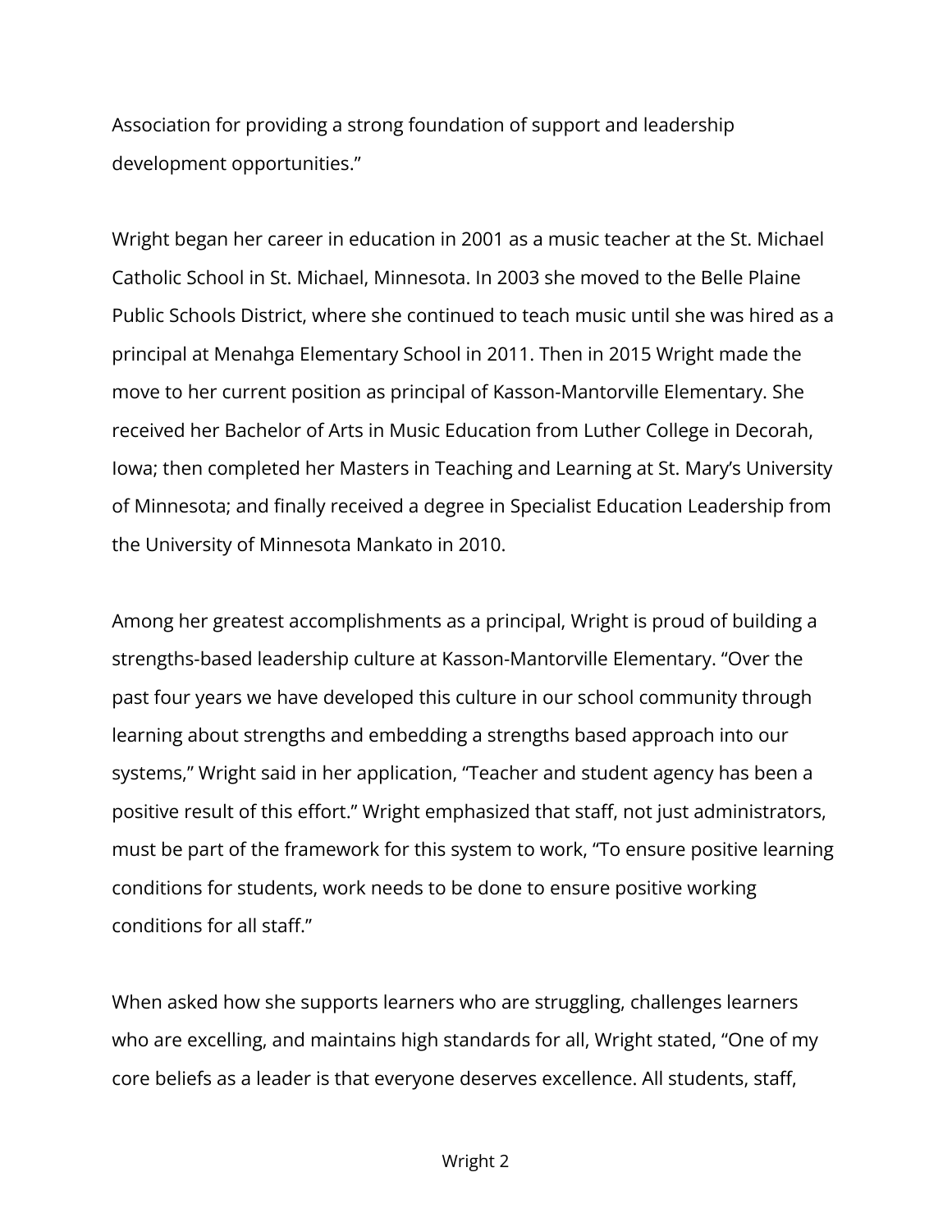Association for providing a strong foundation of support and leadership development opportunities."

Wright began her career in education in 2001 as a music teacher at the St. Michael Catholic School in St. Michael, Minnesota. In 2003 she moved to the Belle Plaine Public Schools District, where she continued to teach music until she was hired as a principal at Menahga Elementary School in 2011. Then in 2015 Wright made the move to her current position as principal of Kasson-Mantorville Elementary. She received her Bachelor of Arts in Music Education from Luther College in Decorah, Iowa; then completed her Masters in Teaching and Learning at St. Mary's University of Minnesota; and finally received a degree in Specialist Education Leadership from the University of Minnesota Mankato in 2010.

Among her greatest accomplishments as a principal, Wright is proud of building a strengths-based leadership culture at Kasson-Mantorville Elementary. "Over the past four years we have developed this culture in our school community through learning about strengths and embedding a strengths based approach into our systems," Wright said in her application, "Teacher and student agency has been a positive result of this effort." Wright emphasized that staff, not just administrators, must be part of the framework for this system to work, "To ensure positive learning conditions for students, work needs to be done to ensure positive working conditions for all staff."

When asked how she supports learners who are struggling, challenges learners who are excelling, and maintains high standards for all, Wright stated, "One of my core beliefs as a leader is that everyone deserves excellence. All students, staff,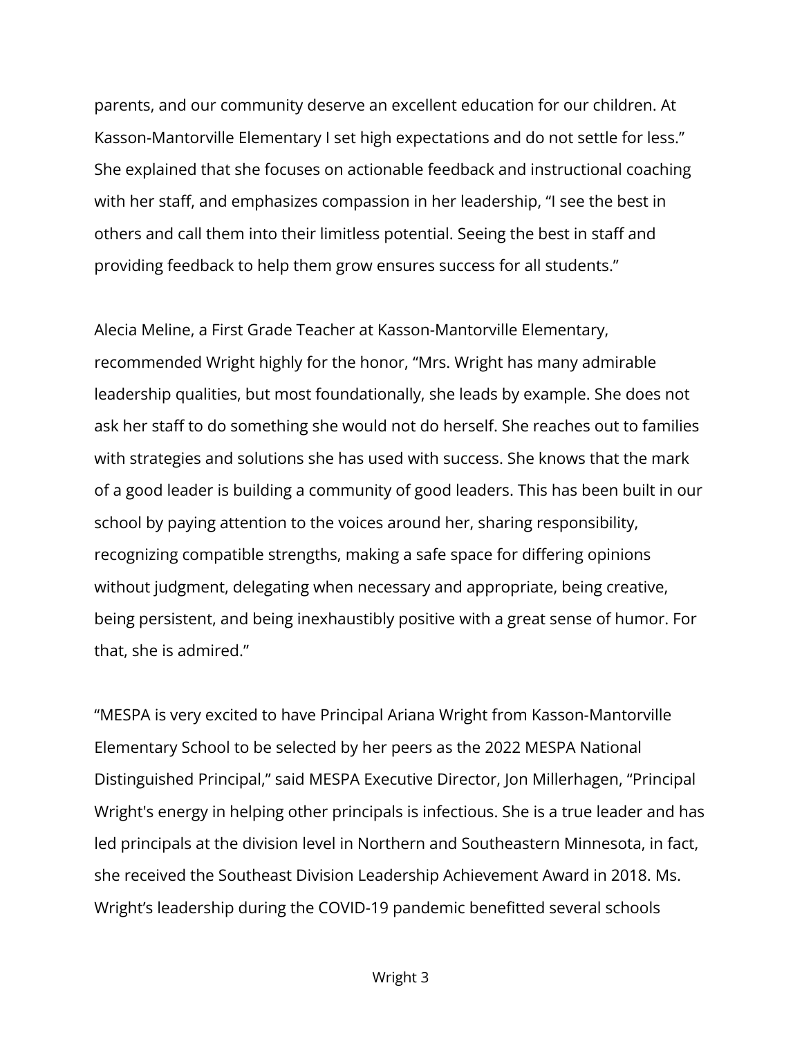parents, and our community deserve an excellent education for our children. At Kasson-Mantorville Elementary I set high expectations and do not settle for less." She explained that she focuses on actionable feedback and instructional coaching with her staff, and emphasizes compassion in her leadership, "I see the best in others and call them into their limitless potential. Seeing the best in staff and providing feedback to help them grow ensures success for all students."

Alecia Meline, a First Grade Teacher at Kasson-Mantorville Elementary, recommended Wright highly for the honor, "Mrs. Wright has many admirable leadership qualities, but most foundationally, she leads by example. She does not ask her staff to do something she would not do herself. She reaches out to families with strategies and solutions she has used with success. She knows that the mark of a good leader is building a community of good leaders. This has been built in our school by paying attention to the voices around her, sharing responsibility, recognizing compatible strengths, making a safe space for differing opinions without judgment, delegating when necessary and appropriate, being creative, being persistent, and being inexhaustibly positive with a great sense of humor. For that, she is admired."

"MESPA is very excited to have Principal Ariana Wright from Kasson-Mantorville Elementary School to be selected by her peers as the 2022 MESPA National Distinguished Principal," said MESPA Executive Director, Jon Millerhagen, "Principal Wright's energy in helping other principals is infectious. She is a true leader and has led principals at the division level in Northern and Southeastern Minnesota, in fact, she received the Southeast Division Leadership Achievement Award in 2018. Ms. Wright's leadership during the COVID-19 pandemic benefitted several schools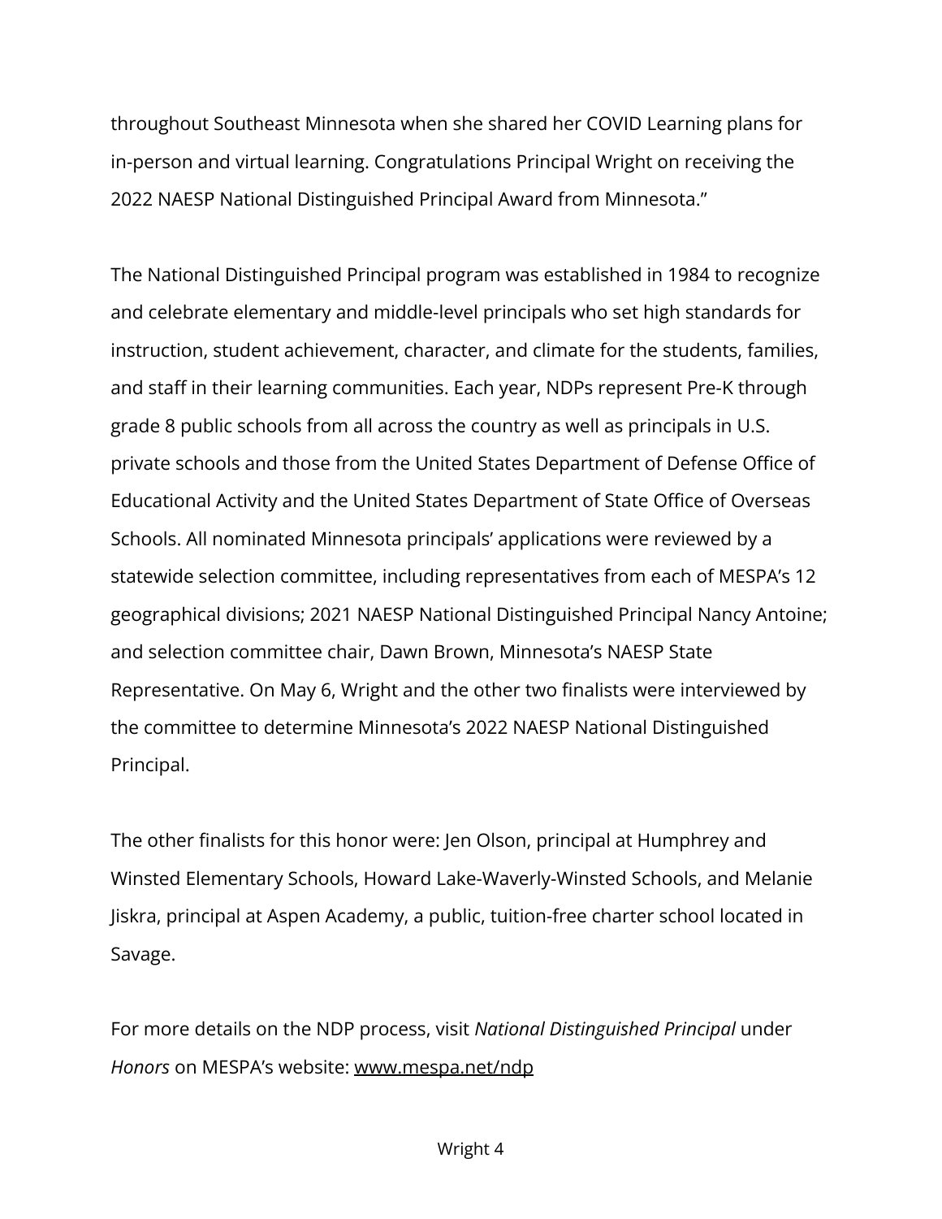throughout Southeast Minnesota when she shared her COVID Learning plans for in-person and virtual learning. Congratulations Principal Wright on receiving the 2022 NAESP National Distinguished Principal Award from Minnesota."

The National Distinguished Principal program was established in 1984 to recognize and celebrate elementary and middle-level principals who set high standards for instruction, student achievement, character, and climate for the students, families, and staff in their learning communities. Each year, NDPs represent Pre-K through grade 8 public schools from all across the country as well as principals in U.S. private schools and those from the United States Department of Defense Office of Educational Activity and the United States Department of State Office of Overseas Schools. All nominated Minnesota principals' applications were reviewed by a statewide selection committee, including representatives from each of MESPA's 12 geographical divisions; 2021 NAESP National Distinguished Principal Nancy Antoine; and selection committee chair, Dawn Brown, Minnesota's NAESP State Representative. On May 6, Wright and the other two finalists were interviewed by the committee to determine Minnesota's 2022 NAESP National Distinguished Principal.

The other finalists for this honor were: Jen Olson, principal at Humphrey and Winsted Elementary Schools, Howard Lake-Waverly-Winsted Schools, and Melanie Jiskra, principal at Aspen Academy, a public, tuition-free charter school located in Savage.

For more details on the NDP process, visit *National Distinguished Principal* under *Honors* on MESPA's website: www.mespa.net/ndp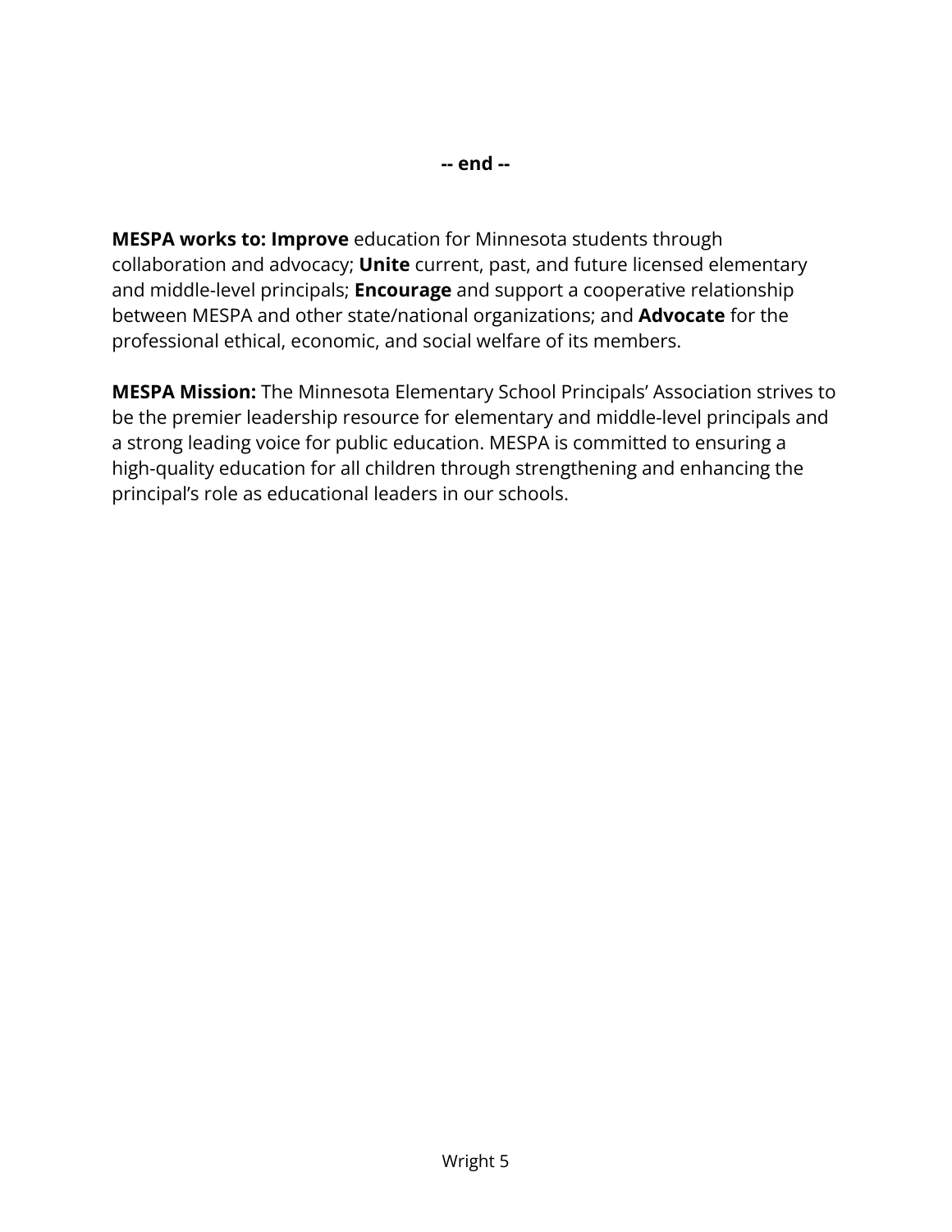**-- end --**

**MESPA works to: Improve** education for Minnesota students through collaboration and advocacy; **Unite** current, past, and future licensed elementary and middle-level principals; **Encourage** and support a cooperative relationship between MESPA and other state/national organizations; and **Advocate** for the professional ethical, economic, and social welfare of its members.

**MESPA Mission:** The Minnesota Elementary School Principals' Association strives to be the premier leadership resource for elementary and middle-level principals and a strong leading voice for public education. MESPA is committed to ensuring a high-quality education for all children through strengthening and enhancing the principal's role as educational leaders in our schools.